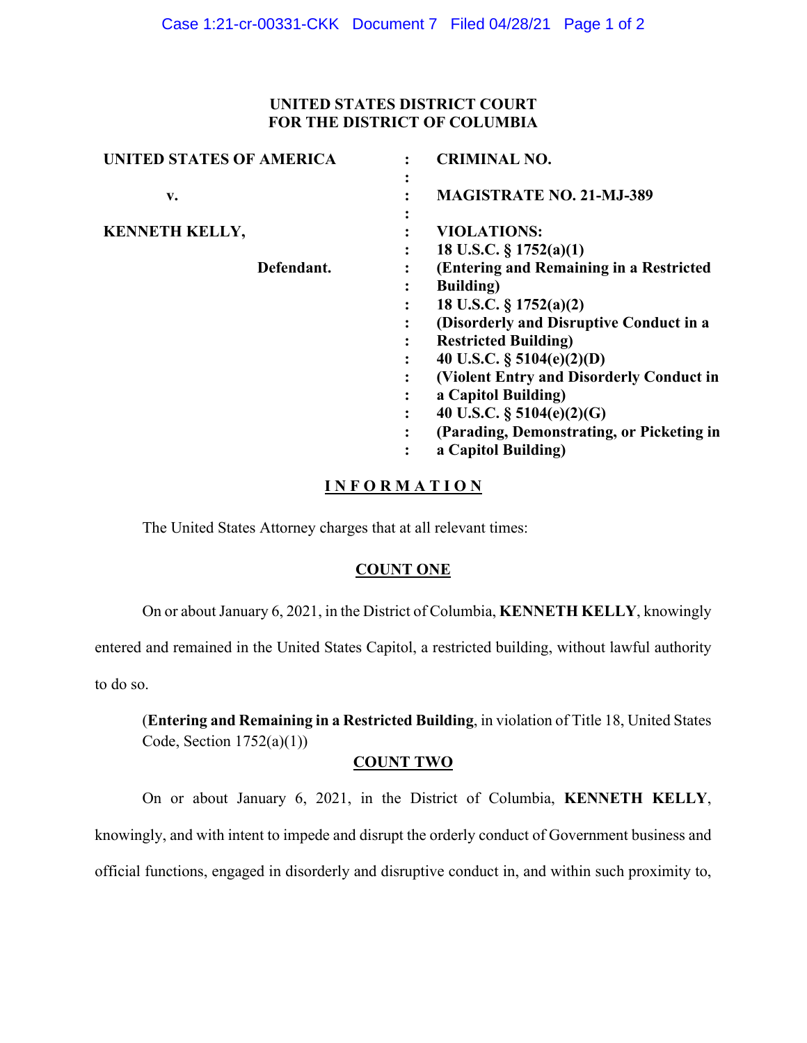**UNITED STATES DISTRICT COURT**
**FOR THE DISTRICT OF COLUMBIA**

| | | |
|---|---|---|
| **UNITED STATES OF AMERICA** | : | **CRIMINAL NO.** |
| | : | |
| **v.** | : | **MAGISTRATE NO. 21-MJ-389** |
| | : | |
| **KENNETH KELLY,** | : | **VIOLATIONS:** |
| | : | **18 U.S.C. § 1752(a)(1)** |
| **Defendant.** | : | **(Entering and Remaining in a Restricted Building)** |
| | : | **18 U.S.C. § 1752(a)(2)** |
| | : | **(Disorderly and Disruptive Conduct in a Restricted Building)** |
| | : | **40 U.S.C. § 5104(e)(2)(D)** |
| | : | **(Violent Entry and Disorderly Conduct in a Capitol Building)** |
| | : | **40 U.S.C. § 5104(e)(2)(G)** |
| | : | **(Parading, Demonstrating, or Picketing in a Capitol Building)** |

## I N F O R M A T I O N

The United States Attorney charges that at all relevant times:

### COUNT ONE

On or about January 6, 2021, in the District of Columbia, **KENNETH KELLY**, knowingly entered and remained in the United States Capitol, a restricted building, without lawful authority to do so.

(**Entering and Remaining in a Restricted Building**, in violation of Title 18, United States Code, Section 1752(a)(1))

### COUNT TWO

On or about January 6, 2021, in the District of Columbia, **KENNETH KELLY**, knowingly, and with intent to impede and disrupt the orderly conduct of Government business and official functions, engaged in disorderly and disruptive conduct in, and within such proximity to,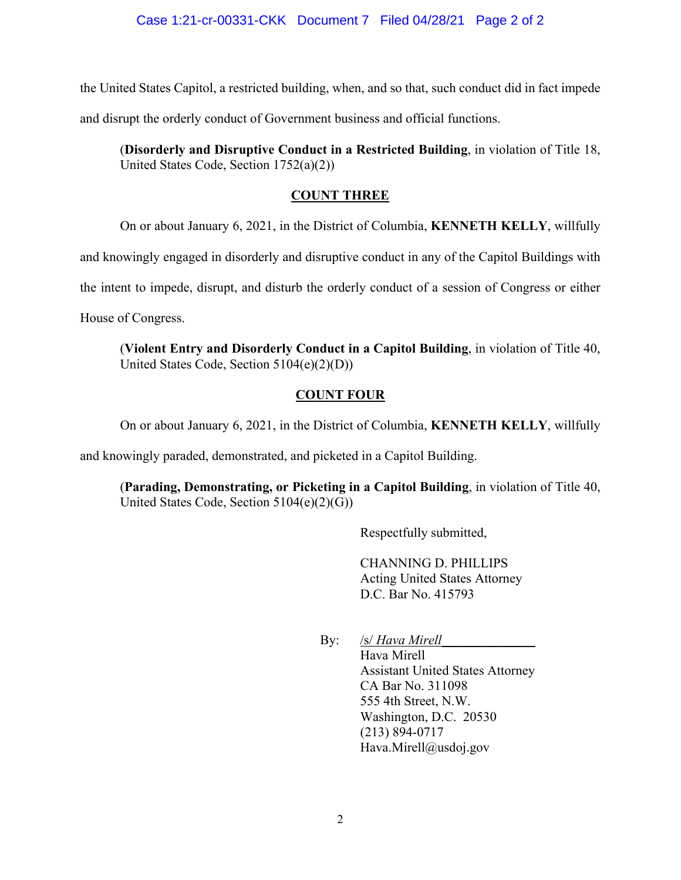the United States Capitol, a restricted building, when, and so that, such conduct did in fact impede and disrupt the orderly conduct of Government business and official functions.

(**Disorderly and Disruptive Conduct in a Restricted Building**, in violation of Title 18, United States Code, Section 1752(a)(2))

**COUNT THREE**

On or about January 6, 2021, in the District of Columbia, **KENNETH KELLY**, willfully and knowingly engaged in disorderly and disruptive conduct in any of the Capitol Buildings with the intent to impede, disrupt, and disturb the orderly conduct of a session of Congress or either House of Congress.

(**Violent Entry and Disorderly Conduct in a Capitol Building**, in violation of Title 40, United States Code, Section 5104(e)(2)(D))

**COUNT FOUR**

On or about January 6, 2021, in the District of Columbia, **KENNETH KELLY**, willfully and knowingly paraded, demonstrated, and picketed in a Capitol Building.

(**Parading, Demonstrating, or Picketing in a Capitol Building**, in violation of Title 40, United States Code, Section 5104(e)(2)(G))

Respectfully submitted,

CHANNING D. PHILLIPS
Acting United States Attorney
D.C. Bar No. 415793

By: /s/ *Hava Mirell*
Hava Mirell
Assistant United States Attorney
CA Bar No. 311098
555 4th Street, N.W.
Washington, D.C. 20530
(213) 894-0717
Hava.Mirell@usdoj.gov